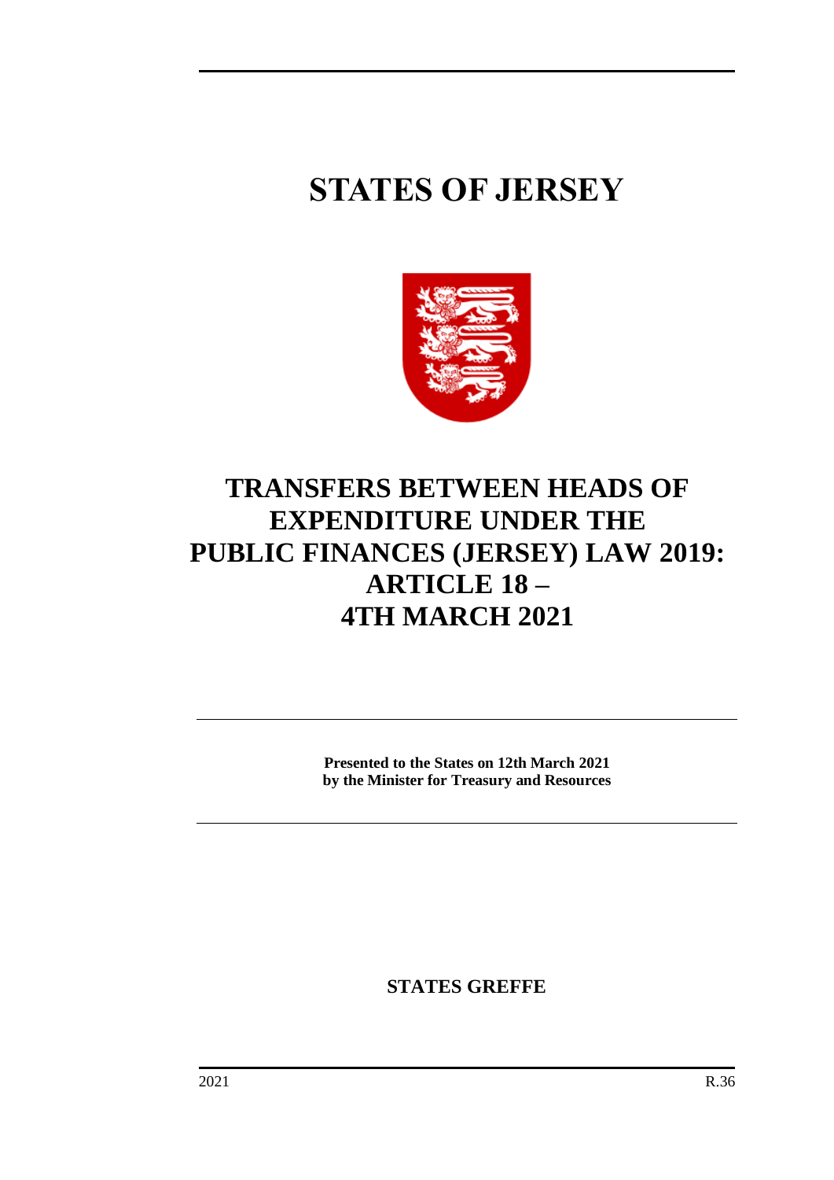# STATES OF JERSEY

# TRANSFERS BETWEEN HEADS OF EXPENDITURE UNDER THE PUBLIC FINANCES (JERSEY) LAW 2019: ARTICLE 18 – 4TH MARCH 2021

**Presented to the States on 12th March 2021**
**by the Minister for Treasury and Resources**

**STATES GREFFE**

2021 R.36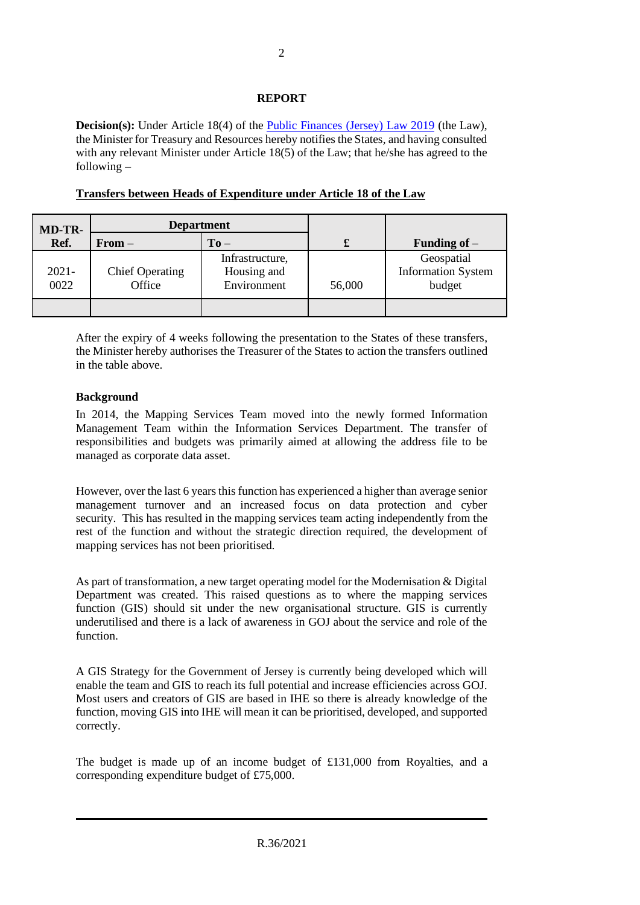## REPORT

**Decision(s):** Under Article 18(4) of the Public Finances (Jersey) Law 2019 (the Law), the Minister for Treasury and Resources hereby notifies the States, and having consulted with any relevant Minister under Article 18(5) of the Law; that he/she has agreed to the following –

**Transfers between Heads of Expenditure under Article 18 of the Law**

| MD-TR-Ref. | Department | | £ | Funding of – |
|---|---|---|---|---|
| | **From –** | **To –** | | |
| 2021-0022 | Chief Operating Office | Infrastructure, Housing and Environment | 56,000 | Geospatial Information System budget |
| | | | | |

After the expiry of 4 weeks following the presentation to the States of these transfers, the Minister hereby authorises the Treasurer of the States to action the transfers outlined in the table above.

**Background**

In 2014, the Mapping Services Team moved into the newly formed Information Management Team within the Information Services Department. The transfer of responsibilities and budgets was primarily aimed at allowing the address file to be managed as corporate data asset.

However, over the last 6 years this function has experienced a higher than average senior management turnover and an increased focus on data protection and cyber security. This has resulted in the mapping services team acting independently from the rest of the function and without the strategic direction required, the development of mapping services has not been prioritised.

As part of transformation, a new target operating model for the Modernisation & Digital Department was created. This raised questions as to where the mapping services function (GIS) should sit under the new organisational structure. GIS is currently underutilised and there is a lack of awareness in GOJ about the service and role of the function.

A GIS Strategy for the Government of Jersey is currently being developed which will enable the team and GIS to reach its full potential and increase efficiencies across GOJ. Most users and creators of GIS are based in IHE so there is already knowledge of the function, moving GIS into IHE will mean it can be prioritised, developed, and supported correctly.

The budget is made up of an income budget of £131,000 from Royalties, and a corresponding expenditure budget of £75,000.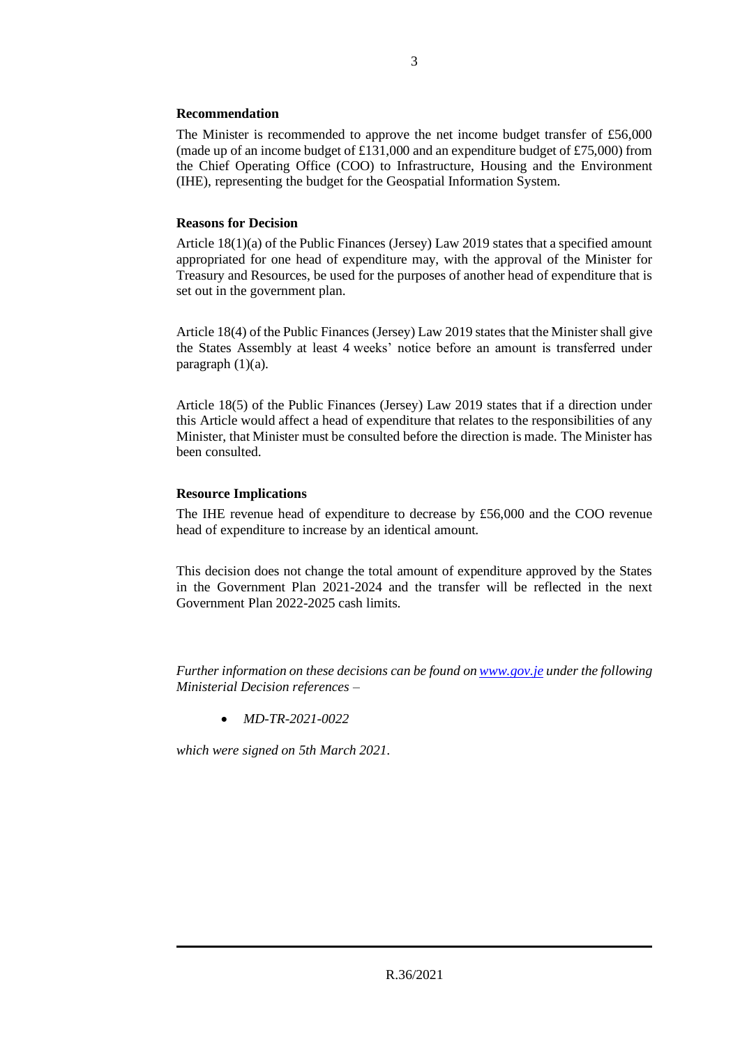**Recommendation**

The Minister is recommended to approve the net income budget transfer of £56,000 (made up of an income budget of £131,000 and an expenditure budget of £75,000) from the Chief Operating Office (COO) to Infrastructure, Housing and the Environment (IHE), representing the budget for the Geospatial Information System.

**Reasons for Decision**

Article 18(1)(a) of the Public Finances (Jersey) Law 2019 states that a specified amount appropriated for one head of expenditure may, with the approval of the Minister for Treasury and Resources, be used for the purposes of another head of expenditure that is set out in the government plan.

Article 18(4) of the Public Finances (Jersey) Law 2019 states that the Minister shall give the States Assembly at least 4 weeks' notice before an amount is transferred under paragraph (1)(a).

Article 18(5) of the Public Finances (Jersey) Law 2019 states that if a direction under this Article would affect a head of expenditure that relates to the responsibilities of any Minister, that Minister must be consulted before the direction is made. The Minister has been consulted.

**Resource Implications**

The IHE revenue head of expenditure to decrease by £56,000 and the COO revenue head of expenditure to increase by an identical amount.

This decision does not change the total amount of expenditure approved by the States in the Government Plan 2021-2024 and the transfer will be reflected in the next Government Plan 2022-2025 cash limits.

*Further information on these decisions can be found on [www.gov.je](http://www.gov.je) under the following Ministerial Decision references –*

- *MD-TR-2021-0022*

*which were signed on 5th March 2021.*

R.36/2021